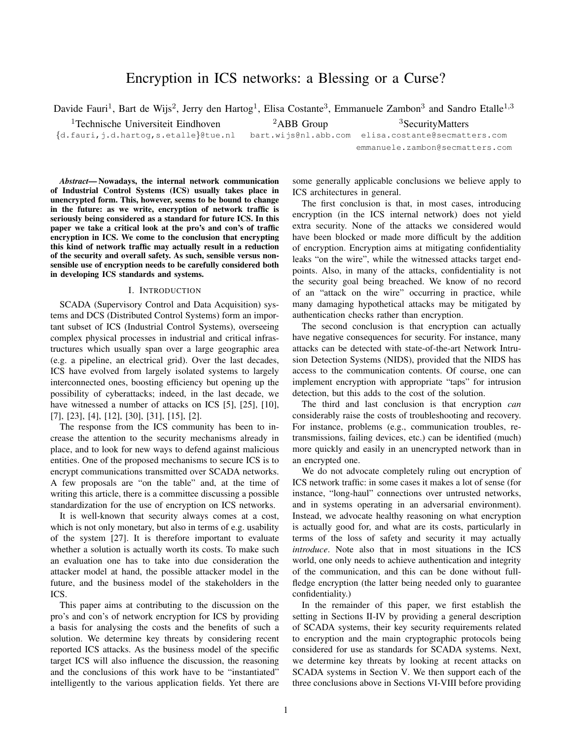# Encryption in ICS networks: a Blessing or a Curse?

Davide Fauri[1], Bart de Wijs[2], Jerry den Hartog[1], Elisa Costante[3], Emmanuele Zambon[3] and Sandro Etalle[1,3]

[1]Technische Universiteit Eindhoven {d.fauri,j.d.hartog,s.etalle}@tue.nl

[2]ABB Group bart.wijs@nl.abb.com

[3]SecurityMatters elisa.costante@secmatters.com emmanuele.zambon@secmatters.com

***Abstract*— Nowadays, the internal network communication of Industrial Control Systems (ICS) usually takes place in unencrypted form. This, however, seems to be bound to change in the future: as we write, encryption of network traffic is seriously being considered as a standard for future ICS. In this paper we take a critical look at the pro's and con's of traffic encryption in ICS. We come to the conclusion that encrypting this kind of network traffic may actually result in a reduction of the security and overall safety. As such, sensible versus non-sensible use of encryption needs to be carefully considered both in developing ICS standards and systems.**

## I. Introduction

SCADA (Supervisory Control and Data Acquisition) systems and DCS (Distributed Control Systems) form an important subset of ICS (Industrial Control Systems), overseeing complex physical processes in industrial and critical infrastructures which usually span over a large geographic area (e.g. a pipeline, an electrical grid). Over the last decades, ICS have evolved from largely isolated systems to largely interconnected ones, boosting efficiency but opening up the possibility of cyberattacks; indeed, in the last decade, we have witnessed a number of attacks on ICS [5], [25], [10], [7], [23], [4], [12], [30], [31], [15], [2].

The response from the ICS community has been to increase the attention to the security mechanisms already in place, and to look for new ways to defend against malicious entities. One of the proposed mechanisms to secure ICS is to encrypt communications transmitted over SCADA networks. A few proposals are "on the table" and, at the time of writing this article, there is a committee discussing a possible standardization for the use of encryption on ICS networks.

It is well-known that security always comes at a cost, which is not only monetary, but also in terms of e.g. usability of the system [27]. It is therefore important to evaluate whether a solution is actually worth its costs. To make such an evaluation one has to take into due consideration the attacker model at hand, the possible attacker model in the future, and the business model of the stakeholders in the ICS.

This paper aims at contributing to the discussion on the pro's and con's of network encryption for ICS by providing a basis for analysing the costs and the benefits of such a solution. We determine key threats by considering recent reported ICS attacks. As the business model of the specific target ICS will also influence the discussion, the reasoning and the conclusions of this work have to be "instantiated" intelligently to the various application fields. Yet there are some generally applicable conclusions we believe apply to ICS architectures in general.

The first conclusion is that, in most cases, introducing encryption (in the ICS internal network) does not yield extra security. None of the attacks we considered would have been blocked or made more difficult by the addition of encryption. Encryption aims at mitigating confidentiality leaks "on the wire", while the witnessed attacks target endpoints. Also, in many of the attacks, confidentiality is not the security goal being breached. We know of no record of an "attack on the wire" occurring in practice, while many damaging hypothetical attacks may be mitigated by authentication checks rather than encryption.

The second conclusion is that encryption can actually have negative consequences for security. For instance, many attacks can be detected with state-of-the-art Network Intrusion Detection Systems (NIDS), provided that the NIDS has access to the communication contents. Of course, one can implement encryption with appropriate "taps" for intrusion detection, but this adds to the cost of the solution.

The third and last conclusion is that encryption *can* considerably raise the costs of troubleshooting and recovery. For instance, problems (e.g., communication troubles, retransmissions, failing devices, etc.) can be identified (much) more quickly and easily in an unencrypted network than in an encrypted one.

We do not advocate completely ruling out encryption of ICS network traffic: in some cases it makes a lot of sense (for instance, "long-haul" connections over untrusted networks, and in systems operating in an adversarial environment). Instead, we advocate healthy reasoning on what encryption is actually good for, and what are its costs, particularly in terms of the loss of safety and security it may actually *introduce*. Note also that in most situations in the ICS world, one only needs to achieve authentication and integrity of the communication, and this can be done without full-fledge encryption (the latter being needed only to guarantee confidentiality.)

In the remainder of this paper, we first establish the setting in Sections II-IV by providing a general description of SCADA systems, their key security requirements related to encryption and the main cryptographic protocols being considered for use as standards for SCADA systems. Next, we determine key threats by looking at recent attacks on SCADA systems in Section V. We then support each of the three conclusions above in Sections VI-VIII before providing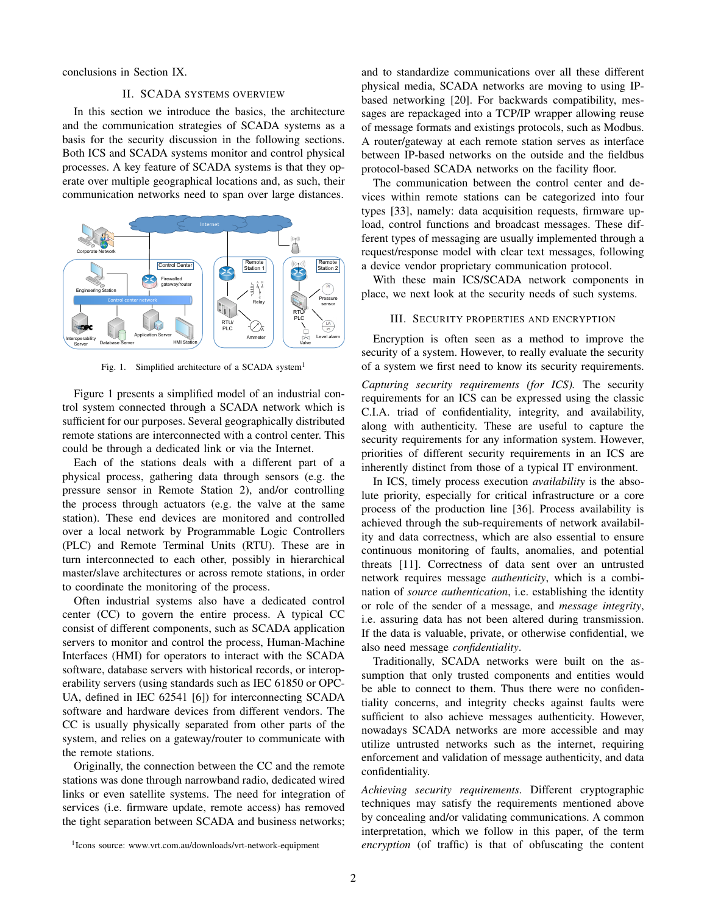conclusions in Section IX.

## II. SCADA SYSTEMS OVERVIEW

In this section we introduce the basics, the architecture and the communication strategies of SCADA systems as a basis for the security discussion in the following sections. Both ICS and SCADA systems monitor and control physical processes. A key feature of SCADA systems is that they operate over multiple geographical locations and, as such, their communication networks need to span over large distances.

Internet

Corporate Network

Control Center

Engineering Station

Firewalled gateway/router

Control center network

Interoperability Server

Database Server

Application Server

HMI Station

Remote Station 1

RTU/ PLC

Relay

Ammeter

Remote Station 2

RTU/ PLC

Pressure sensor

Valve

Level alarm

Fig. 1. Simplified architecture of a SCADA system[1]

Figure 1 presents a simplified model of an industrial control system connected through a SCADA network which is sufficient for our purposes. Several geographically distributed remote stations are interconnected with a control center. This could be through a dedicated link or via the Internet.

Each of the stations deals with a different part of a physical process, gathering data through sensors (e.g. the pressure sensor in Remote Station 2), and/or controlling the process through actuators (e.g. the valve at the same station). These end devices are monitored and controlled over a local network by Programmable Logic Controllers (PLC) and Remote Terminal Units (RTU). These are in turn interconnected to each other, possibly in hierarchical master/slave architectures or across remote stations, in order to coordinate the monitoring of the process.

Often industrial systems also have a dedicated control center (CC) to govern the entire process. A typical CC consist of different components, such as SCADA application servers to monitor and control the process, Human-Machine Interfaces (HMI) for operators to interact with the SCADA software, database servers with historical records, or interoperability servers (using standards such as IEC 61850 or OPC-UA, defined in IEC 62541 [6]) for interconnecting SCADA software and hardware devices from different vendors. The CC is usually physically separated from other parts of the system, and relies on a gateway/router to communicate with the remote stations.

Originally, the connection between the CC and the remote stations was done through narrowband radio, dedicated wired links or even satellite systems. The need for integration of services (i.e. firmware update, remote access) has removed the tight separation between SCADA and business networks; and to standardize communications over all these different physical media, SCADA networks are moving to using IP-based networking [20]. For backwards compatibility, messages are repackaged into a TCP/IP wrapper allowing reuse of message formats and existings protocols, such as Modbus. A router/gateway at each remote station serves as interface between IP-based networks on the outside and the fieldbus protocol-based SCADA networks on the facility floor.

The communication between the control center and devices within remote stations can be categorized into four types [33], namely: data acquisition requests, firmware upload, control functions and broadcast messages. These different types of messaging are usually implemented through a request/response model with clear text messages, following a device vendor proprietary communication protocol.

With these main ICS/SCADA network components in place, we next look at the security needs of such systems.

## III. SECURITY PROPERTIES AND ENCRYPTION

Encryption is often seen as a method to improve the security of a system. However, to really evaluate the security of a system we first need to know its security requirements.

*Capturing security requirements (for ICS).* The security requirements for an ICS can be expressed using the classic C.I.A. triad of confidentiality, integrity, and availability, along with authenticity. These are useful to capture the security requirements for any information system. However, priorities of different security requirements in an ICS are inherently distinct from those of a typical IT environment.

In ICS, timely process execution *availability* is the absolute priority, especially for critical infrastructure or a core process of the production line [36]. Process availability is achieved through the sub-requirements of network availability and data correctness, which are also essential to ensure continuous monitoring of faults, anomalies, and potential threats [11]. Correctness of data sent over an untrusted network requires message *authenticity*, which is a combination of *source authentication*, i.e. establishing the identity or role of the sender of a message, and *message integrity*, i.e. assuring data has not been altered during transmission. If the data is valuable, private, or otherwise confidential, we also need message *confidentiality*.

Traditionally, SCADA networks were built on the assumption that only trusted components and entities would be able to connect to them. Thus there were no confidentiality concerns, and integrity checks against faults were sufficient to also achieve messages authenticity. However, nowadays SCADA networks are more accessible and may utilize untrusted networks such as the internet, requiring enforcement and validation of message authenticity, and data confidentiality.

*Achieving security requirements.* Different cryptographic techniques may satisfy the requirements mentioned above by concealing and/or validating communications. A common interpretation, which we follow in this paper, of the term *encryption* (of traffic) is that of obfuscating the content

[1] Icons source: www.vrt.com.au/downloads/vrt-network-equipment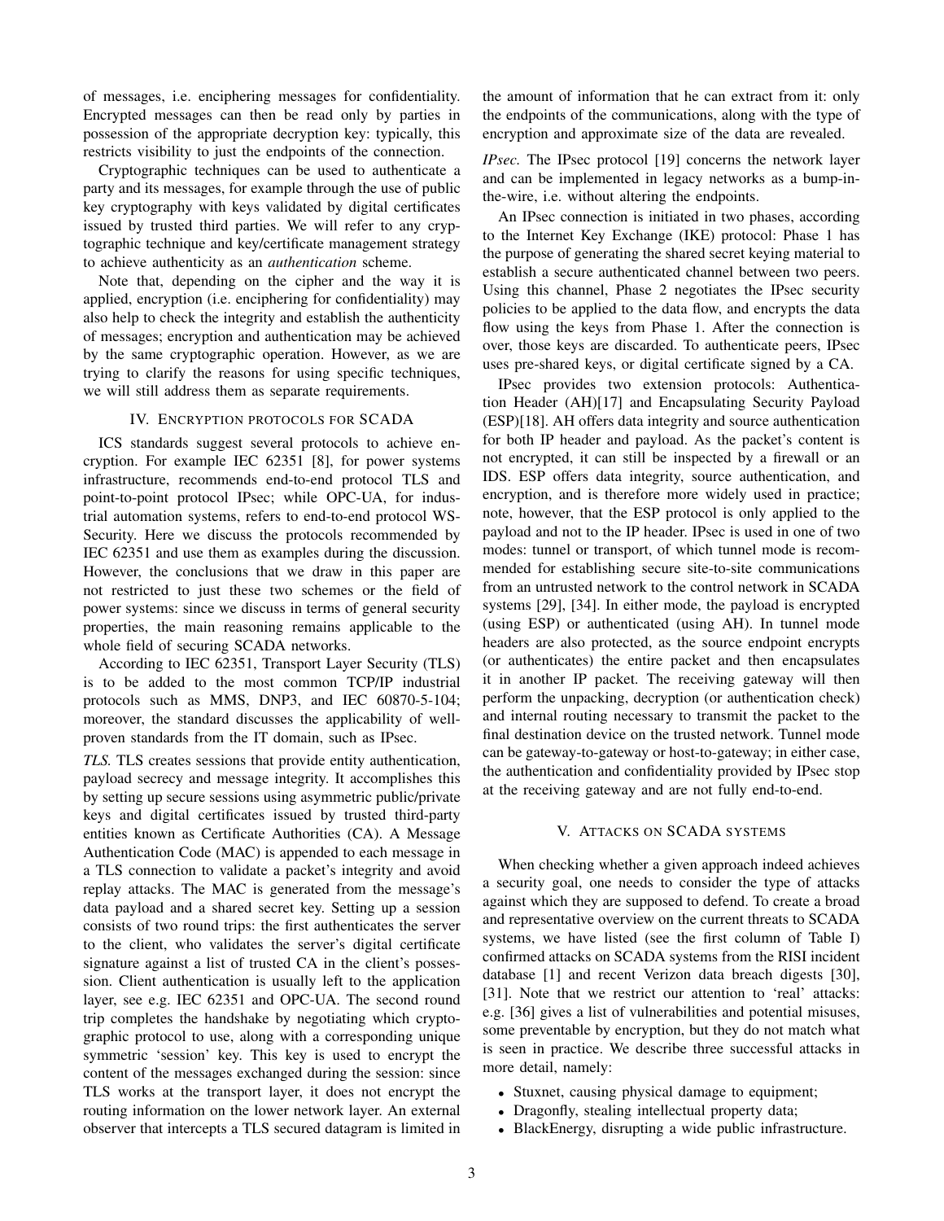of messages, i.e. enciphering messages for confidentiality. Encrypted messages can then be read only by parties in possession of the appropriate decryption key: typically, this restricts visibility to just the endpoints of the connection.

Cryptographic techniques can be used to authenticate a party and its messages, for example through the use of public key cryptography with keys validated by digital certificates issued by trusted third parties. We will refer to any cryptographic technique and key/certificate management strategy to achieve authenticity as an *authentication* scheme.

Note that, depending on the cipher and the way it is applied, encryption (i.e. enciphering for confidentiality) may also help to check the integrity and establish the authenticity of messages; encryption and authentication may be achieved by the same cryptographic operation. However, as we are trying to clarify the reasons for using specific techniques, we will still address them as separate requirements.

## IV. Encryption protocols for SCADA

ICS standards suggest several protocols to achieve encryption. For example IEC 62351 [8], for power systems infrastructure, recommends end-to-end protocol TLS and point-to-point protocol IPsec; while OPC-UA, for industrial automation systems, refers to end-to-end protocol WS-Security. Here we discuss the protocols recommended by IEC 62351 and use them as examples during the discussion. However, the conclusions that we draw in this paper are not restricted to just these two schemes or the field of power systems: since we discuss in terms of general security properties, the main reasoning remains applicable to the whole field of securing SCADA networks.

According to IEC 62351, Transport Layer Security (TLS) is to be added to the most common TCP/IP industrial protocols such as MMS, DNP3, and IEC 60870-5-104; moreover, the standard discusses the applicability of well-proven standards from the IT domain, such as IPsec.

*TLS.* TLS creates sessions that provide entity authentication, payload secrecy and message integrity. It accomplishes this by setting up secure sessions using asymmetric public/private keys and digital certificates issued by trusted third-party entities known as Certificate Authorities (CA). A Message Authentication Code (MAC) is appended to each message in a TLS connection to validate a packet's integrity and avoid replay attacks. The MAC is generated from the message's data payload and a shared secret key. Setting up a session consists of two round trips: the first authenticates the server to the client, who validates the server's digital certificate signature against a list of trusted CA in the client's possession. Client authentication is usually left to the application layer, see e.g. IEC 62351 and OPC-UA. The second round trip completes the handshake by negotiating which cryptographic protocol to use, along with a corresponding unique symmetric 'session' key. This key is used to encrypt the content of the messages exchanged during the session: since TLS works at the transport layer, it does not encrypt the routing information on the lower network layer. An external observer that intercepts a TLS secured datagram is limited in the amount of information that he can extract from it: only the endpoints of the communications, along with the type of encryption and approximate size of the data are revealed.

*IPsec.* The IPsec protocol [19] concerns the network layer and can be implemented in legacy networks as a bump-in-the-wire, i.e. without altering the endpoints.

An IPsec connection is initiated in two phases, according to the Internet Key Exchange (IKE) protocol: Phase 1 has the purpose of generating the shared secret keying material to establish a secure authenticated channel between two peers. Using this channel, Phase 2 negotiates the IPsec security policies to be applied to the data flow, and encrypts the data flow using the keys from Phase 1. After the connection is over, those keys are discarded. To authenticate peers, IPsec uses pre-shared keys, or digital certificate signed by a CA.

IPsec provides two extension protocols: Authentication Header (AH)[17] and Encapsulating Security Payload (ESP)[18]. AH offers data integrity and source authentication for both IP header and payload. As the packet's content is not encrypted, it can still be inspected by a firewall or an IDS. ESP offers data integrity, source authentication, and encryption, and is therefore more widely used in practice; note, however, that the ESP protocol is only applied to the payload and not to the IP header. IPsec is used in one of two modes: tunnel or transport, of which tunnel mode is recommended for establishing secure site-to-site communications from an untrusted network to the control network in SCADA systems [29], [34]. In either mode, the payload is encrypted (using ESP) or authenticated (using AH). In tunnel mode headers are also protected, as the source endpoint encrypts (or authenticates) the entire packet and then encapsulates it in another IP packet. The receiving gateway will then perform the unpacking, decryption (or authentication check) and internal routing necessary to transmit the packet to the final destination device on the trusted network. Tunnel mode can be gateway-to-gateway or host-to-gateway; in either case, the authentication and confidentiality provided by IPsec stop at the receiving gateway and are not fully end-to-end.

## V. Attacks on SCADA systems

When checking whether a given approach indeed achieves a security goal, one needs to consider the type of attacks against which they are supposed to defend. To create a broad and representative overview on the current threats to SCADA systems, we have listed (see the first column of Table I) confirmed attacks on SCADA systems from the RISI incident database [1] and recent Verizon data breach digests [30], [31]. Note that we restrict our attention to 'real' attacks: e.g. [36] gives a list of vulnerabilities and potential misuses, some preventable by encryption, but they do not match what is seen in practice. We describe three successful attacks in more detail, namely:

- Stuxnet, causing physical damage to equipment;
- Dragonfly, stealing intellectual property data;
- BlackEnergy, disrupting a wide public infrastructure.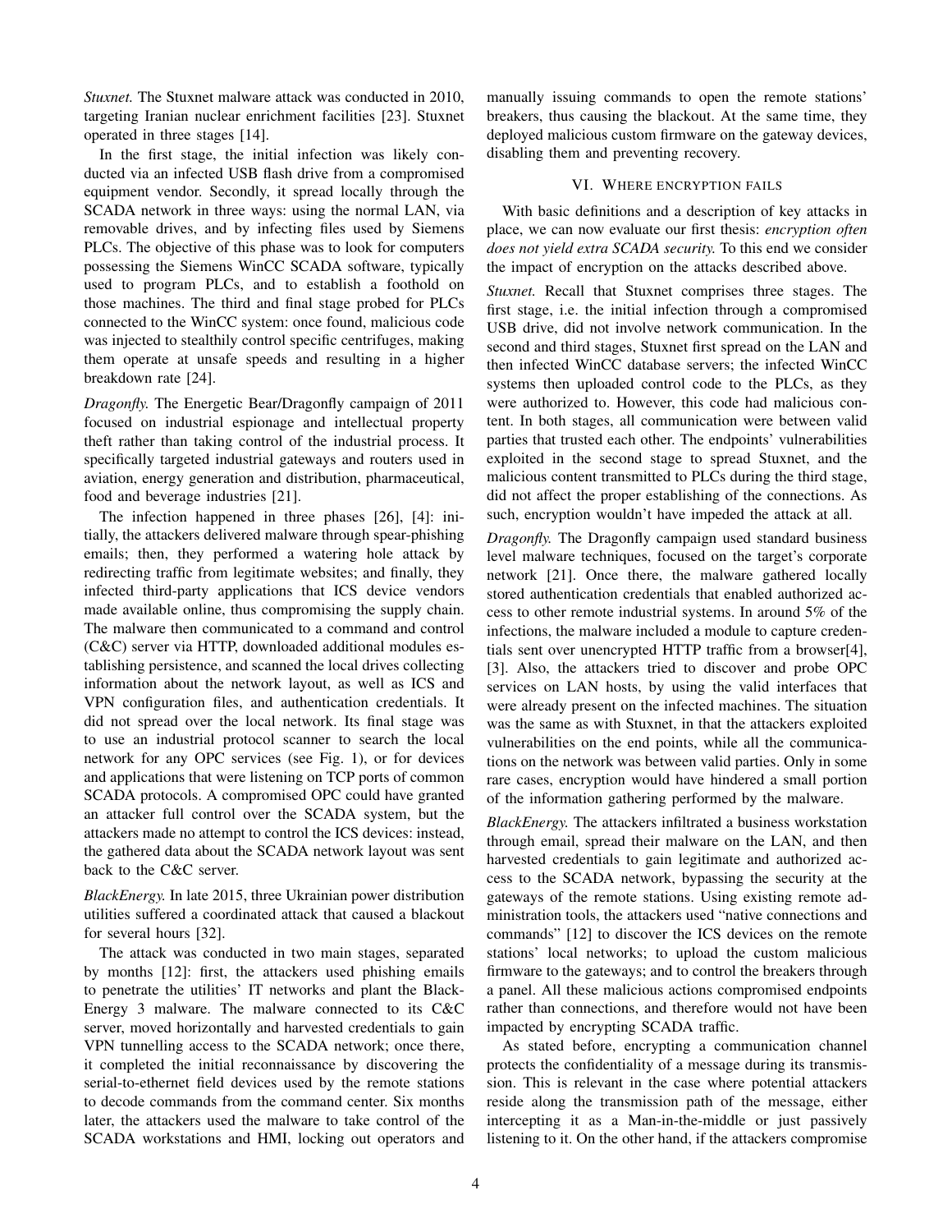*Stuxnet.* The Stuxnet malware attack was conducted in 2010, targeting Iranian nuclear enrichment facilities [23]. Stuxnet operated in three stages [14].

In the first stage, the initial infection was likely conducted via an infected USB flash drive from a compromised equipment vendor. Secondly, it spread locally through the SCADA network in three ways: using the normal LAN, via removable drives, and by infecting files used by Siemens PLCs. The objective of this phase was to look for computers possessing the Siemens WinCC SCADA software, typically used to program PLCs, and to establish a foothold on those machines. The third and final stage probed for PLCs connected to the WinCC system: once found, malicious code was injected to stealthily control specific centrifuges, making them operate at unsafe speeds and resulting in a higher breakdown rate [24].

*Dragonfly.* The Energetic Bear/Dragonfly campaign of 2011 focused on industrial espionage and intellectual property theft rather than taking control of the industrial process. It specifically targeted industrial gateways and routers used in aviation, energy generation and distribution, pharmaceutical, food and beverage industries [21].

The infection happened in three phases [26], [4]: initially, the attackers delivered malware through spear-phishing emails; then, they performed a watering hole attack by redirecting traffic from legitimate websites; and finally, they infected third-party applications that ICS device vendors made available online, thus compromising the supply chain. The malware then communicated to a command and control (C&C) server via HTTP, downloaded additional modules establishing persistence, and scanned the local drives collecting information about the network layout, as well as ICS and VPN configuration files, and authentication credentials. It did not spread over the local network. Its final stage was to use an industrial protocol scanner to search the local network for any OPC services (see Fig. 1), or for devices and applications that were listening on TCP ports of common SCADA protocols. A compromised OPC could have granted an attacker full control over the SCADA system, but the attackers made no attempt to control the ICS devices: instead, the gathered data about the SCADA network layout was sent back to the C&C server.

*BlackEnergy.* In late 2015, three Ukrainian power distribution utilities suffered a coordinated attack that caused a blackout for several hours [32].

The attack was conducted in two main stages, separated by months [12]: first, the attackers used phishing emails to penetrate the utilities' IT networks and plant the BlackEnergy 3 malware. The malware connected to its C&C server, moved horizontally and harvested credentials to gain VPN tunnelling access to the SCADA network; once there, it completed the initial reconnaissance by discovering the serial-to-ethernet field devices used by the remote stations to decode commands from the command center. Six months later, the attackers used the malware to take control of the SCADA workstations and HMI, locking out operators and manually issuing commands to open the remote stations' breakers, thus causing the blackout. At the same time, they deployed malicious custom firmware on the gateway devices, disabling them and preventing recovery.

## VI. Where encryption fails

With basic definitions and a description of key attacks in place, we can now evaluate our first thesis: *encryption often does not yield extra SCADA security.* To this end we consider the impact of encryption on the attacks described above.

*Stuxnet.* Recall that Stuxnet comprises three stages. The first stage, i.e. the initial infection through a compromised USB drive, did not involve network communication. In the second and third stages, Stuxnet first spread on the LAN and then infected WinCC database servers; the infected WinCC systems then uploaded control code to the PLCs, as they were authorized to. However, this code had malicious content. In both stages, all communication were between valid parties that trusted each other. The endpoints' vulnerabilities exploited in the second stage to spread Stuxnet, and the malicious content transmitted to PLCs during the third stage, did not affect the proper establishing of the connections. As such, encryption wouldn't have impeded the attack at all.

*Dragonfly.* The Dragonfly campaign used standard business level malware techniques, focused on the target's corporate network [21]. Once there, the malware gathered locally stored authentication credentials that enabled authorized access to other remote industrial systems. In around 5% of the infections, the malware included a module to capture credentials sent over unencrypted HTTP traffic from a browser[4], [3]. Also, the attackers tried to discover and probe OPC services on LAN hosts, by using the valid interfaces that were already present on the infected machines. The situation was the same as with Stuxnet, in that the attackers exploited vulnerabilities on the end points, while all the communications on the network was between valid parties. Only in some rare cases, encryption would have hindered a small portion of the information gathering performed by the malware.

*BlackEnergy.* The attackers infiltrated a business workstation through email, spread their malware on the LAN, and then harvested credentials to gain legitimate and authorized access to the SCADA network, bypassing the security at the gateways of the remote stations. Using existing remote administration tools, the attackers used "native connections and commands" [12] to discover the ICS devices on the remote stations' local networks; to upload the custom malicious firmware to the gateways; and to control the breakers through a panel. All these malicious actions compromised endpoints rather than connections, and therefore would not have been impacted by encrypting SCADA traffic.

As stated before, encrypting a communication channel protects the confidentiality of a message during its transmission. This is relevant in the case where potential attackers reside along the transmission path of the message, either intercepting it as a Man-in-the-middle or just passively listening to it. On the other hand, if the attackers compromise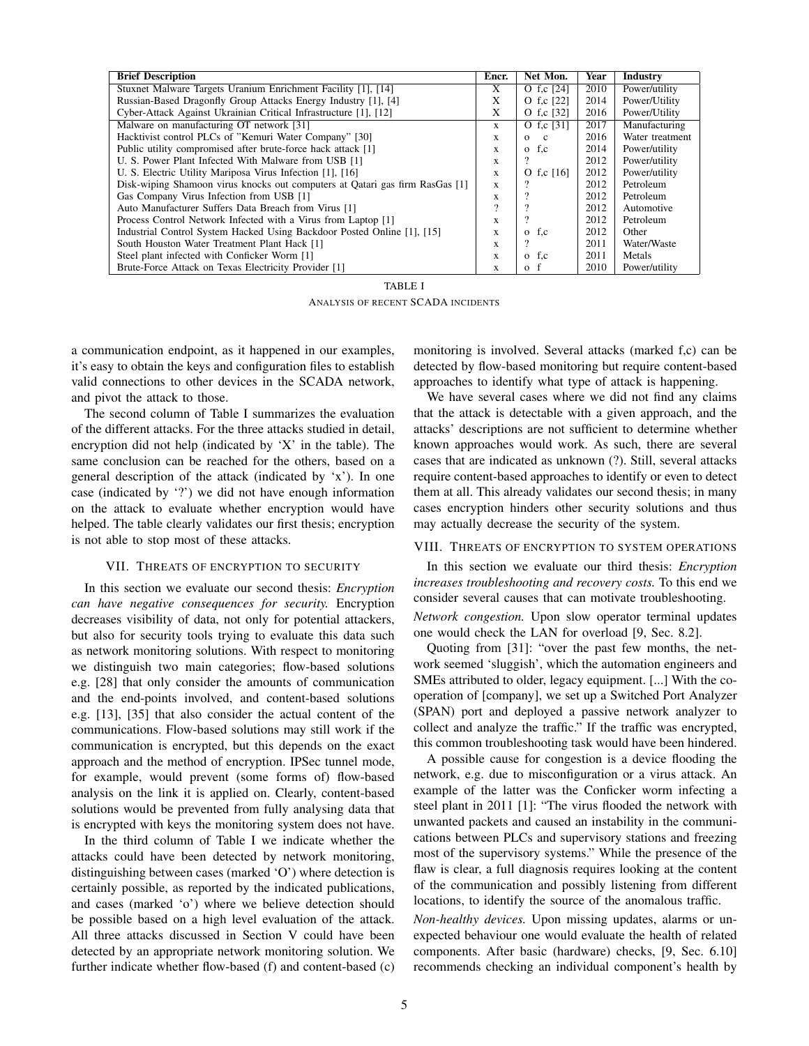| Brief Description | Encr. | Net Mon. | Year | Industry |
|---|---|---|---|---|
| Stuxnet Malware Targets Uranium Enrichment Facility [1], [14] | X | O f,c [24] | 2010 | Power/utility |
| Russian-Based Dragonfly Group Attacks Energy Industry [1], [4] | X | O f,c [22] | 2014 | Power/Utility |
| Cyber-Attack Against Ukrainian Critical Infrastructure [1], [12] | X | O f,c [32] | 2016 | Power/Utility |
| Malware on manufacturing OT network [31] | x | O f,c [31] | 2017 | Manufacturing |
| Hacktivist control PLCs of "Kemuri Water Company" [30] | x | o c | 2016 | Water treatment |
| Public utility compromised after brute-force hack attack [1] | x | o f,c | 2014 | Power/utility |
| U. S. Power Plant Infected With Malware from USB [1] | x | ? | 2012 | Power/utility |
| U. S. Electric Utility Mariposa Virus Infection [1], [16] | x | O f,c [16] | 2012 | Power/utility |
| Disk-wiping Shamoon virus knocks out computers at Qatari gas firm RasGas [1] | x | ? | 2012 | Petroleum |
| Gas Company Virus Infection from USB [1] | x | ? | 2012 | Petroleum |
| Auto Manufacturer Suffers Data Breach from Virus [1] | ? | ? | 2012 | Automotive |
| Process Control Network Infected with a Virus from Laptop [1] | x | ? | 2012 | Petroleum |
| Industrial Control System Hacked Using Backdoor Posted Online [1], [15] | x | o f,c | 2012 | Other |
| South Houston Water Treatment Plant Hack [1] | x | ? | 2011 | Water/Waste |
| Steel plant infected with Conficker Worm [1] | x | o f,c | 2011 | Metals |
| Brute-Force Attack on Texas Electricity Provider [1] | x | o f | 2010 | Power/utility |

TABLE I

ANALYSIS OF RECENT SCADA INCIDENTS

a communication endpoint, as it happened in our examples, it's easy to obtain the keys and configuration files to establish valid connections to other devices in the SCADA network, and pivot the attack to those.

The second column of Table I summarizes the evaluation of the different attacks. For the three attacks studied in detail, encryption did not help (indicated by 'X' in the table). The same conclusion can be reached for the others, based on a general description of the attack (indicated by 'x'). In one case (indicated by '?') we did not have enough information on the attack to evaluate whether encryption would have helped. The table clearly validates our first thesis; encryption is not able to stop most of these attacks.

## VII. Threats of encryption to security

In this section we evaluate our second thesis: *Encryption can have negative consequences for security.* Encryption decreases visibility of data, not only for potential attackers, but also for security tools trying to evaluate this data such as network monitoring solutions. With respect to monitoring we distinguish two main categories; flow-based solutions e.g. [28] that only consider the amounts of communication and the end-points involved, and content-based solutions e.g. [13], [35] that also consider the actual content of the communications. Flow-based solutions may still work if the communication is encrypted, but this depends on the exact approach and the method of encryption. IPSec tunnel mode, for example, would prevent (some forms of) flow-based analysis on the link it is applied on. Clearly, content-based solutions would be prevented from fully analysing data that is encrypted with keys the monitoring system does not have.

In the third column of Table I we indicate whether the attacks could have been detected by network monitoring, distinguishing between cases (marked 'O') where detection is certainly possible, as reported by the indicated publications, and cases (marked 'o') where we believe detection should be possible based on a high level evaluation of the attack. All three attacks discussed in Section V could have been detected by an appropriate network monitoring solution. We further indicate whether flow-based (f) and content-based (c) monitoring is involved. Several attacks (marked f,c) can be detected by flow-based monitoring but require content-based approaches to identify what type of attack is happening.

We have several cases where we did not find any claims that the attack is detectable with a given approach, and the attacks' descriptions are not sufficient to determine whether known approaches would work. As such, there are several cases that are indicated as unknown (?). Still, several attacks require content-based approaches to identify or even to detect them at all. This already validates our second thesis; in many cases encryption hinders other security solutions and thus may actually decrease the security of the system.

## VIII. Threats of encryption to system operations

In this section we evaluate our third thesis: *Encryption increases troubleshooting and recovery costs.* To this end we consider several causes that can motivate troubleshooting.

*Network congestion.* Upon slow operator terminal updates one would check the LAN for overload [9, Sec. 8.2].

Quoting from [31]: "over the past few months, the network seemed 'sluggish', which the automation engineers and SMEs attributed to older, legacy equipment. [...] With the cooperation of [company], we set up a Switched Port Analyzer (SPAN) port and deployed a passive network analyzer to collect and analyze the traffic." If the traffic was encrypted, this common troubleshooting task would have been hindered.

A possible cause for congestion is a device flooding the network, e.g. due to misconfiguration or a virus attack. An example of the latter was the Conficker worm infecting a steel plant in 2011 [1]: "The virus flooded the network with unwanted packets and caused an instability in the communications between PLCs and supervisory stations and freezing most of the supervisory systems." While the presence of the flaw is clear, a full diagnosis requires looking at the content of the communication and possibly listening from different locations, to identify the source of the anomalous traffic.

*Non-healthy devices.* Upon missing updates, alarms or unexpected behaviour one would evaluate the health of related components. After basic (hardware) checks, [9, Sec. 6.10] recommends checking an individual component's health by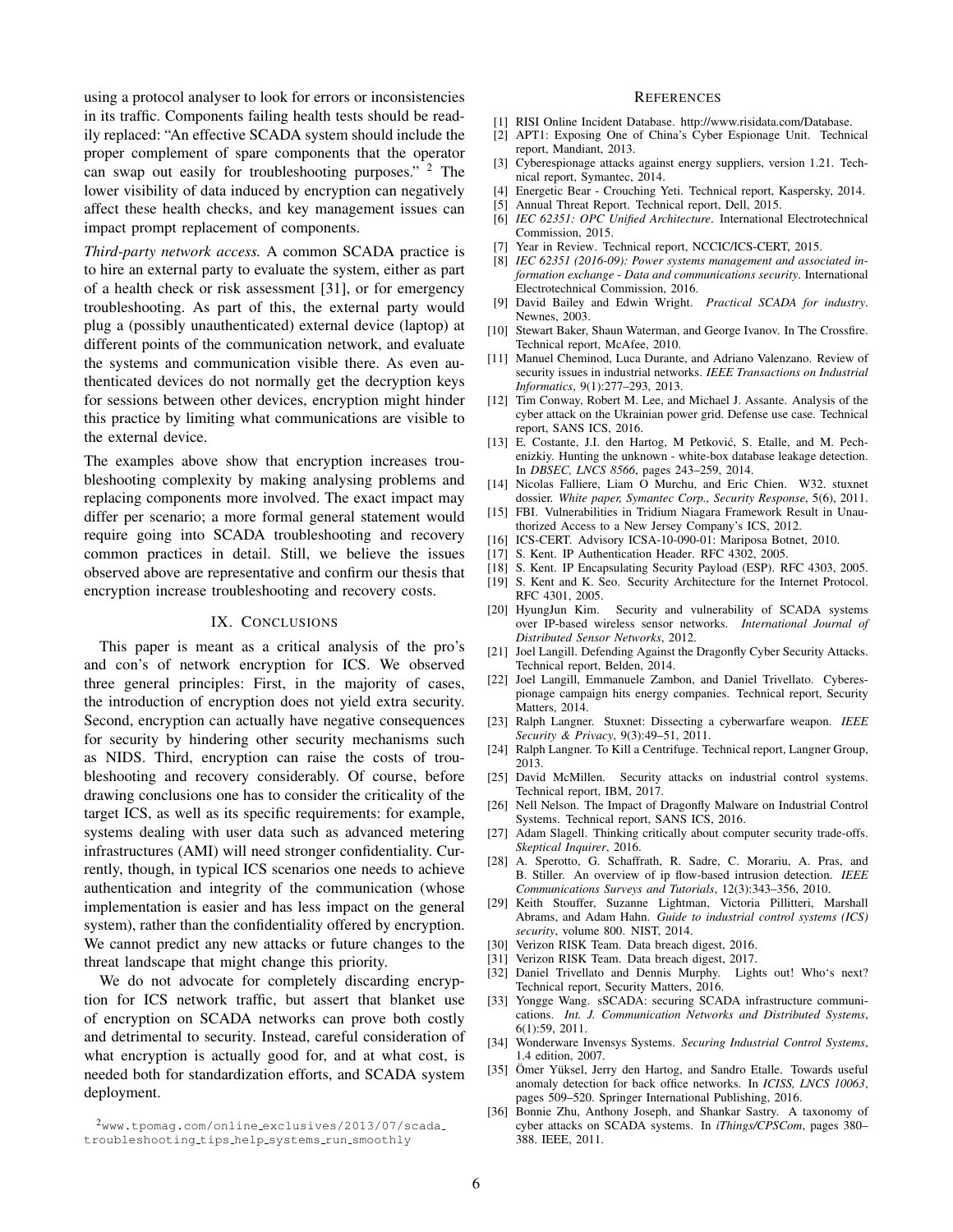using a protocol analyser to look for errors or inconsistencies in its traffic. Components failing health tests should be readily replaced: "An effective SCADA system should include the proper complement of spare components that the operator can swap out easily for troubleshooting purposes." [2] The lower visibility of data induced by encryption can negatively affect these health checks, and key management issues can impact prompt replacement of components.

*Third-party network access.* A common SCADA practice is to hire an external party to evaluate the system, either as part of a health check or risk assessment [31], or for emergency troubleshooting. As part of this, the external party would plug a (possibly unauthenticated) external device (laptop) at different points of the communication network, and evaluate the systems and communication visible there. As even authenticated devices do not normally get the decryption keys for sessions between other devices, encryption might hinder this practice by limiting what communications are visible to the external device.

The examples above show that encryption increases troubleshooting complexity by making analysing problems and replacing components more involved. The exact impact may differ per scenario; a more formal general statement would require going into SCADA troubleshooting and recovery common practices in detail. Still, we believe the issues observed above are representative and confirm our thesis that encryption increase troubleshooting and recovery costs.

## IX. Conclusions

This paper is meant as a critical analysis of the pro's and con's of network encryption for ICS. We observed three general principles: First, in the majority of cases, the introduction of encryption does not yield extra security. Second, encryption can actually have negative consequences for security by hindering other security mechanisms such as NIDS. Third, encryption can raise the costs of troubleshooting and recovery considerably. Of course, before drawing conclusions one has to consider the criticality of the target ICS, as well as its specific requirements: for example, systems dealing with user data such as advanced metering infrastructures (AMI) will need stronger confidentiality. Currently, though, in typical ICS scenarios one needs to achieve authentication and integrity of the communication (whose implementation is easier and has less impact on the general system), rather than the confidentiality offered by encryption. We cannot predict any new attacks or future changes to the threat landscape that might change this priority.

We do not advocate for completely discarding encryption for ICS network traffic, but assert that blanket use of encryption on SCADA networks can prove both costly and detrimental to security. Instead, careful consideration of what encryption is actually good for, and at what cost, is needed both for standardization efforts, and SCADA system deployment.

[2] www.tpomag.com/online_exclusives/2013/07/scada_troubleshooting_tips_help_systems_run_smoothly

## References

[1] RISI Online Incident Database. http://www.risidata.com/Database.

[2] APT1: Exposing One of China's Cyber Espionage Unit. Technical report, Mandiant, 2013.

[3] Cyberespionage attacks against energy suppliers, version 1.21. Technical report, Symantec, 2014.

[4] Energetic Bear - Crouching Yeti. Technical report, Kaspersky, 2014.

[5] Annual Threat Report. Technical report, Dell, 2015.

[6] *IEC 62351: OPC Unified Architecture*. International Electrotechnical Commission, 2015.

[7] Year in Review. Technical report, NCCIC/ICS-CERT, 2015.

[8] *IEC 62351 (2016-09): Power systems management and associated information exchange - Data and communications security*. International Electrotechnical Commission, 2016.

[9] David Bailey and Edwin Wright. *Practical SCADA for industry*. Newnes, 2003.

[10] Stewart Baker, Shaun Waterman, and George Ivanov. In The Crossfire. Technical report, McAfee, 2010.

[11] Manuel Cheminod, Luca Durante, and Adriano Valenzano. Review of security issues in industrial networks. *IEEE Transactions on Industrial Informatics*, 9(1):277–293, 2013.

[12] Tim Conway, Robert M. Lee, and Michael J. Assante. Analysis of the cyber attack on the Ukrainian power grid. Defense use case. Technical report, SANS ICS, 2016.

[13] E. Costante, J.I. den Hartog, M Petković, S. Etalle, and M. Pechenizkiy. Hunting the unknown - white-box database leakage detection. In *DBSEC, LNCS 8566*, pages 243–259, 2014.

[14] Nicolas Falliere, Liam O Murchu, and Eric Chien. W32. stuxnet dossier. *White paper, Symantec Corp., Security Response*, 5(6), 2011.

[15] FBI. Vulnerabilities in Tridium Niagara Framework Result in Unauthorized Access to a New Jersey Company's ICS, 2012.

[16] ICS-CERT. Advisory ICSA-10-090-01: Mariposa Botnet, 2010.

[17] S. Kent. IP Authentication Header. RFC 4302, 2005.

[18] S. Kent. IP Encapsulating Security Payload (ESP). RFC 4303, 2005.

[19] S. Kent and K. Seo. Security Architecture for the Internet Protocol. RFC 4301, 2005.

[20] HyungJun Kim. Security and vulnerability of SCADA systems over IP-based wireless sensor networks. *International Journal of Distributed Sensor Networks*, 2012.

[21] Joel Langill. Defending Against the Dragonfly Cyber Security Attacks. Technical report, Belden, 2014.

[22] Joel Langill, Emmanuele Zambon, and Daniel Trivellato. Cyberespionage campaign hits energy companies. Technical report, Security Matters, 2014.

[23] Ralph Langner. Stuxnet: Dissecting a cyberwarfare weapon. *IEEE Security & Privacy*, 9(3):49–51, 2011.

[24] Ralph Langner. To Kill a Centrifuge. Technical report, Langner Group, 2013.

[25] David McMillen. Security attacks on industrial control systems. Technical report, IBM, 2017.

[26] Nell Nelson. The Impact of Dragonfly Malware on Industrial Control Systems. Technical report, SANS ICS, 2016.

[27] Adam Slagell. Thinking critically about computer security trade-offs. *Skeptical Inquirer*, 2016.

[28] A. Sperotto, G. Schaffrath, R. Sadre, C. Morariu, A. Pras, and B. Stiller. An overview of ip flow-based intrusion detection. *IEEE Communications Surveys and Tutorials*, 12(3):343–356, 2010.

[29] Keith Stouffer, Suzanne Lightman, Victoria Pillitteri, Marshall Abrams, and Adam Hahn. *Guide to industrial control systems (ICS) security*, volume 800. NIST, 2014.

[30] Verizon RISK Team. Data breach digest, 2016.

[31] Verizon RISK Team. Data breach digest, 2017.

[32] Daniel Trivellato and Dennis Murphy. Lights out! Who's next? Technical report, Security Matters, 2016.

[33] Yongge Wang. sSCADA: securing SCADA infrastructure communications. *Int. J. Communication Networks and Distributed Systems*, 6(1):59, 2011.

[34] Wonderware Invensys Systems. *Securing Industrial Control Systems*, 1.4 edition, 2007.

[35] Ömer Yüksel, Jerry den Hartog, and Sandro Etalle. Towards useful anomaly detection for back office networks. In *ICISS, LNCS 10063*, pages 509–520. Springer International Publishing, 2016.

[36] Bonnie Zhu, Anthony Joseph, and Shankar Sastry. A taxonomy of cyber attacks on SCADA systems. In *iThings/CPSCom*, pages 380–388. IEEE, 2011.